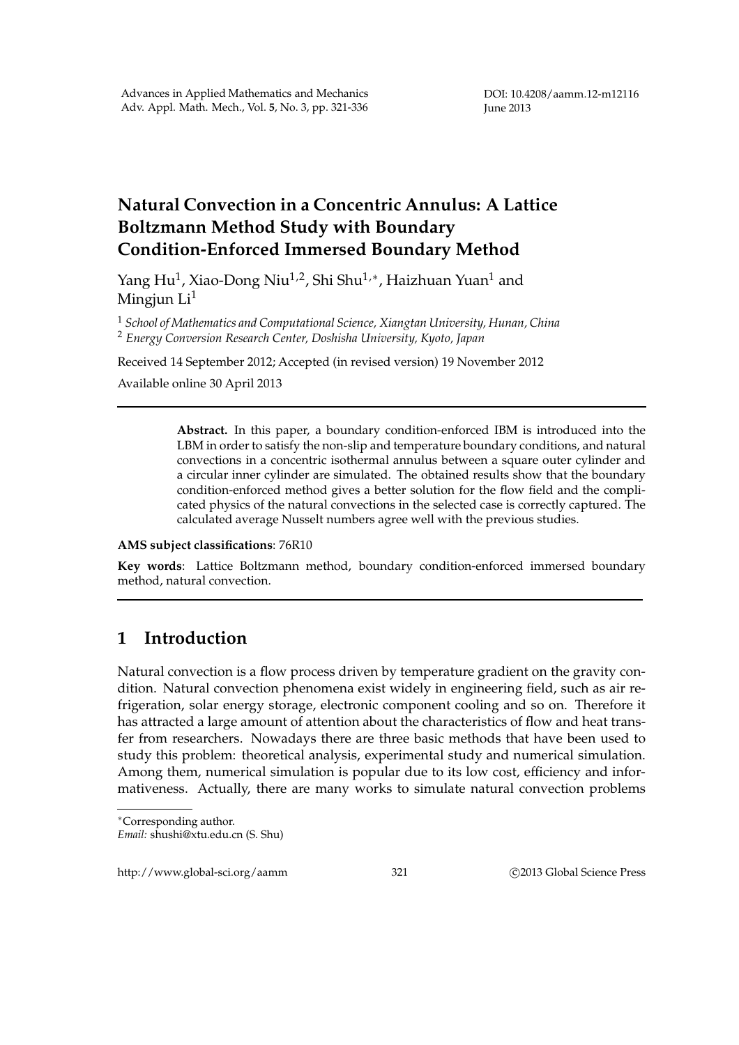# Natural Convection in a Concentric Annulus: A Lattice Boltzmann Method Study with Boundary Condition-Enforced Immersed Boundary Method

Yang Hu[1], Xiao-Dong Niu[1,2], Shi Shu[1,*], Haizhuan Yuan[1] and Mingjun Li[1]

[1] *School of Mathematics and Computational Science, Xiangtan University, Hunan, China*

[2] *Energy Conversion Research Center, Doshisha University, Kyoto, Japan*

Received 14 September 2012; Accepted (in revised version) 19 November 2012

Available online 30 April 2013

---

> **Abstract.** In this paper, a boundary condition-enforced IBM is introduced into the LBM in order to satisfy the non-slip and temperature boundary conditions, and natural convections in a concentric isothermal annulus between a square outer cylinder and a circular inner cylinder are simulated. The obtained results show that the boundary condition-enforced method gives a better solution for the flow field and the complicated physics of the natural convections in the selected case is correctly captured. The calculated average Nusselt numbers agree well with the previous studies.

**AMS subject classifications**: 76R10

**Key words**: Lattice Boltzmann method, boundary condition-enforced immersed boundary method, natural convection.

---

## 1 Introduction

Natural convection is a flow process driven by temperature gradient on the gravity condition. Natural convection phenomena exist widely in engineering field, such as air refrigeration, solar energy storage, electronic component cooling and so on. Therefore it has attracted a large amount of attention about the characteristics of flow and heat transfer from researchers. Nowadays there are three basic methods that have been used to study this problem: theoretical analysis, experimental study and numerical simulation. Among them, numerical simulation is popular due to its low cost, efficiency and informativeness. Actually, there are many works to simulate natural convection problems

---

*Corresponding author.

*Email:* shushi@xtu.edu.cn (S. Shu)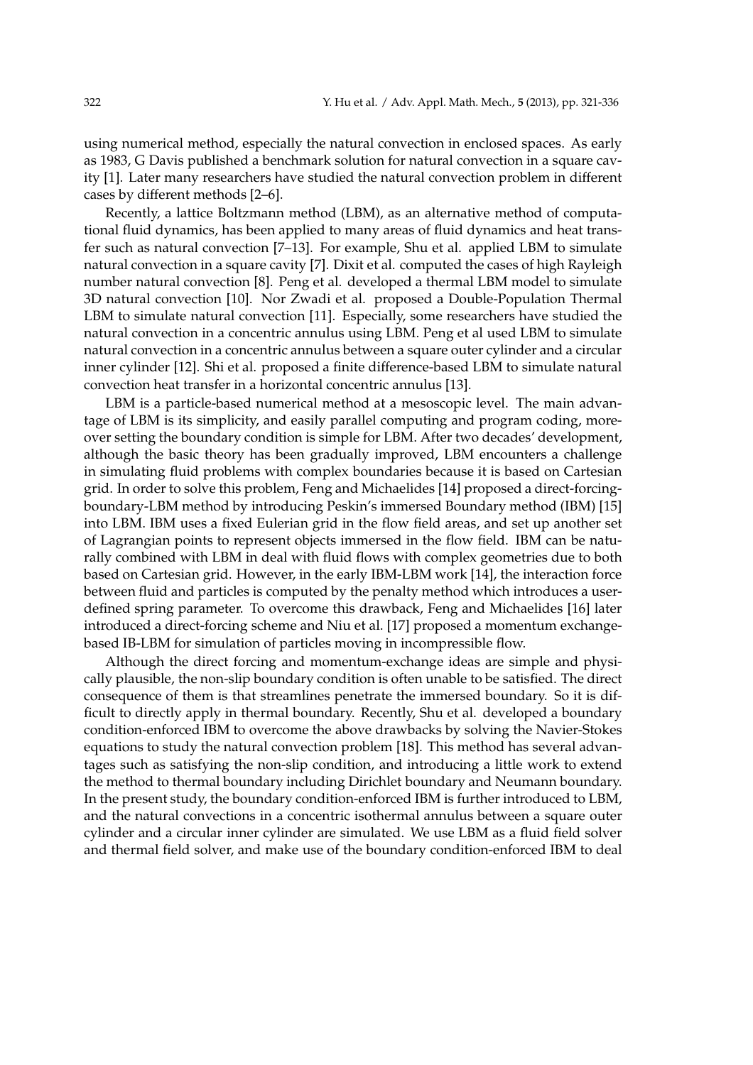using numerical method, especially the natural convection in enclosed spaces. As early as 1983, G Davis published a benchmark solution for natural convection in a square cavity [1]. Later many researchers have studied the natural convection problem in different cases by different methods [2–6].

Recently, a lattice Boltzmann method (LBM), as an alternative method of computational fluid dynamics, has been applied to many areas of fluid dynamics and heat transfer such as natural convection [7–13]. For example, Shu et al. applied LBM to simulate natural convection in a square cavity [7]. Dixit et al. computed the cases of high Rayleigh number natural convection [8]. Peng et al. developed a thermal LBM model to simulate 3D natural convection [10]. Nor Zwadi et al. proposed a Double-Population Thermal LBM to simulate natural convection [11]. Especially, some researchers have studied the natural convection in a concentric annulus using LBM. Peng et al used LBM to simulate natural convection in a concentric annulus between a square outer cylinder and a circular inner cylinder [12]. Shi et al. proposed a finite difference-based LBM to simulate natural convection heat transfer in a horizontal concentric annulus [13].

LBM is a particle-based numerical method at a mesoscopic level. The main advantage of LBM is its simplicity, and easily parallel computing and program coding, moreover setting the boundary condition is simple for LBM. After two decades' development, although the basic theory has been gradually improved, LBM encounters a challenge in simulating fluid problems with complex boundaries because it is based on Cartesian grid. In order to solve this problem, Feng and Michaelides [14] proposed a direct-forcing-boundary-LBM method by introducing Peskin's immersed Boundary method (IBM) [15] into LBM. IBM uses a fixed Eulerian grid in the flow field areas, and set up another set of Lagrangian points to represent objects immersed in the flow field. IBM can be naturally combined with LBM in deal with fluid flows with complex geometries due to both based on Cartesian grid. However, in the early IBM-LBM work [14], the interaction force between fluid and particles is computed by the penalty method which introduces a user-defined spring parameter. To overcome this drawback, Feng and Michaelides [16] later introduced a direct-forcing scheme and Niu et al. [17] proposed a momentum exchange-based IB-LBM for simulation of particles moving in incompressible flow.

Although the direct forcing and momentum-exchange ideas are simple and physically plausible, the non-slip boundary condition is often unable to be satisfied. The direct consequence of them is that streamlines penetrate the immersed boundary. So it is difficult to directly apply in thermal boundary. Recently, Shu et al. developed a boundary condition-enforced IBM to overcome the above drawbacks by solving the Navier-Stokes equations to study the natural convection problem [18]. This method has several advantages such as satisfying the non-slip condition, and introducing a little work to extend the method to thermal boundary including Dirichlet boundary and Neumann boundary. In the present study, the boundary condition-enforced IBM is further introduced to LBM, and the natural convections in a concentric isothermal annulus between a square outer cylinder and a circular inner cylinder are simulated. We use LBM as a fluid field solver and thermal field solver, and make use of the boundary condition-enforced IBM to deal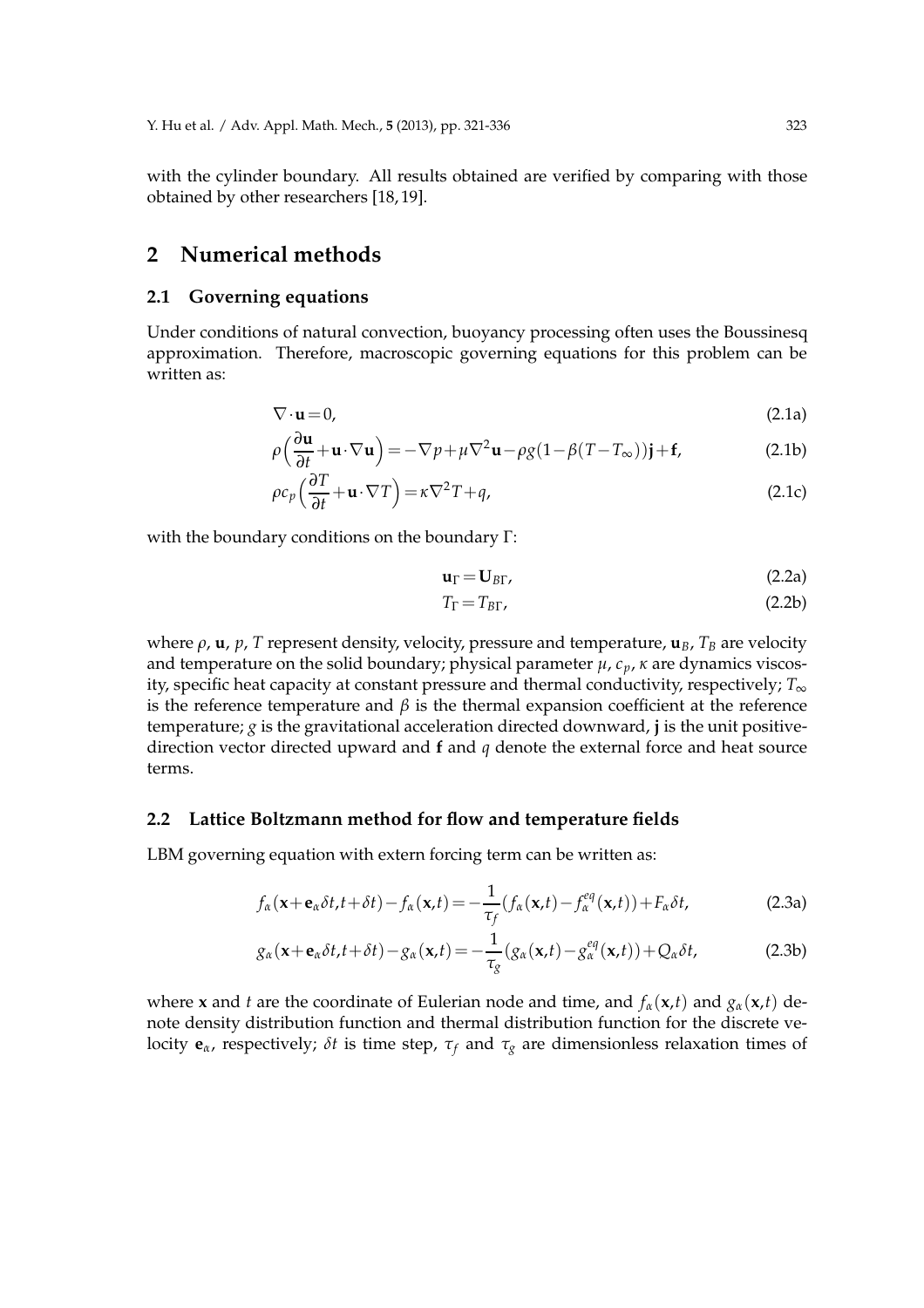with the cylinder boundary. All results obtained are verified by comparing with those obtained by other researchers [18, 19].

## 2 Numerical methods

### 2.1 Governing equations

Under conditions of natural convection, buoyancy processing often uses the Boussinesq approximation. Therefore, macroscopic governing equations for this problem can be written as:

$$\nabla \cdot \mathbf{u} = 0, \tag{2.1a}$$

$$\rho\Big(\frac{\partial \mathbf{u}}{\partial t} + \mathbf{u}\cdot\nabla\mathbf{u}\Big) = -\nabla p + \mu\nabla^2\mathbf{u} - \rho g(1-\beta(T-T_\infty))\mathbf{j} + \mathbf{f}, \tag{2.1b}$$

$$\rho c_p\Big(\frac{\partial T}{\partial t} + \mathbf{u}\cdot\nabla T\Big) = \kappa\nabla^2 T + q, \tag{2.1c}$$

with the boundary conditions on the boundary $\Gamma$:

$$\mathbf{u}_\Gamma = \mathbf{U}_{B\Gamma}, \tag{2.2a}$$

$$T_\Gamma = T_{B\Gamma}, \tag{2.2b}$$

where $\rho$, $\mathbf{u}$, $p$, $T$ represent density, velocity, pressure and temperature, $\mathbf{u}_B$, $T_B$ are velocity and temperature on the solid boundary; physical parameter $\mu$, $c_p$, $\kappa$ are dynamics viscosity, specific heat capacity at constant pressure and thermal conductivity, respectively; $T_\infty$ is the reference temperature and $\beta$ is the thermal expansion coefficient at the reference temperature; $g$ is the gravitational acceleration directed downward, $\mathbf{j}$ is the unit positive-direction vector directed upward and $\mathbf{f}$ and $q$ denote the external force and heat source terms.

### 2.2 Lattice Boltzmann method for flow and temperature fields

LBM governing equation with extern forcing term can be written as:

$$f_\alpha(\mathbf{x}+\mathbf{e}_\alpha\delta t, t+\delta t) - f_\alpha(\mathbf{x},t) = -\frac{1}{\tau_f}(f_\alpha(\mathbf{x},t) - f_\alpha^{eq}(\mathbf{x},t)) + F_\alpha\delta t, \tag{2.3a}$$

$$g_\alpha(\mathbf{x}+\mathbf{e}_\alpha\delta t, t+\delta t) - g_\alpha(\mathbf{x},t) = -\frac{1}{\tau_g}(g_\alpha(\mathbf{x},t) - g_\alpha^{eq}(\mathbf{x},t)) + Q_\alpha\delta t, \tag{2.3b}$$

where $\mathbf{x}$ and $t$ are the coordinate of Eulerian node and time, and $f_\alpha(\mathbf{x},t)$ and $g_\alpha(\mathbf{x},t)$ denote density distribution function and thermal distribution function for the discrete velocity $\mathbf{e}_\alpha$, respectively; $\delta t$ is time step, $\tau_f$ and $\tau_g$ are dimensionless relaxation times of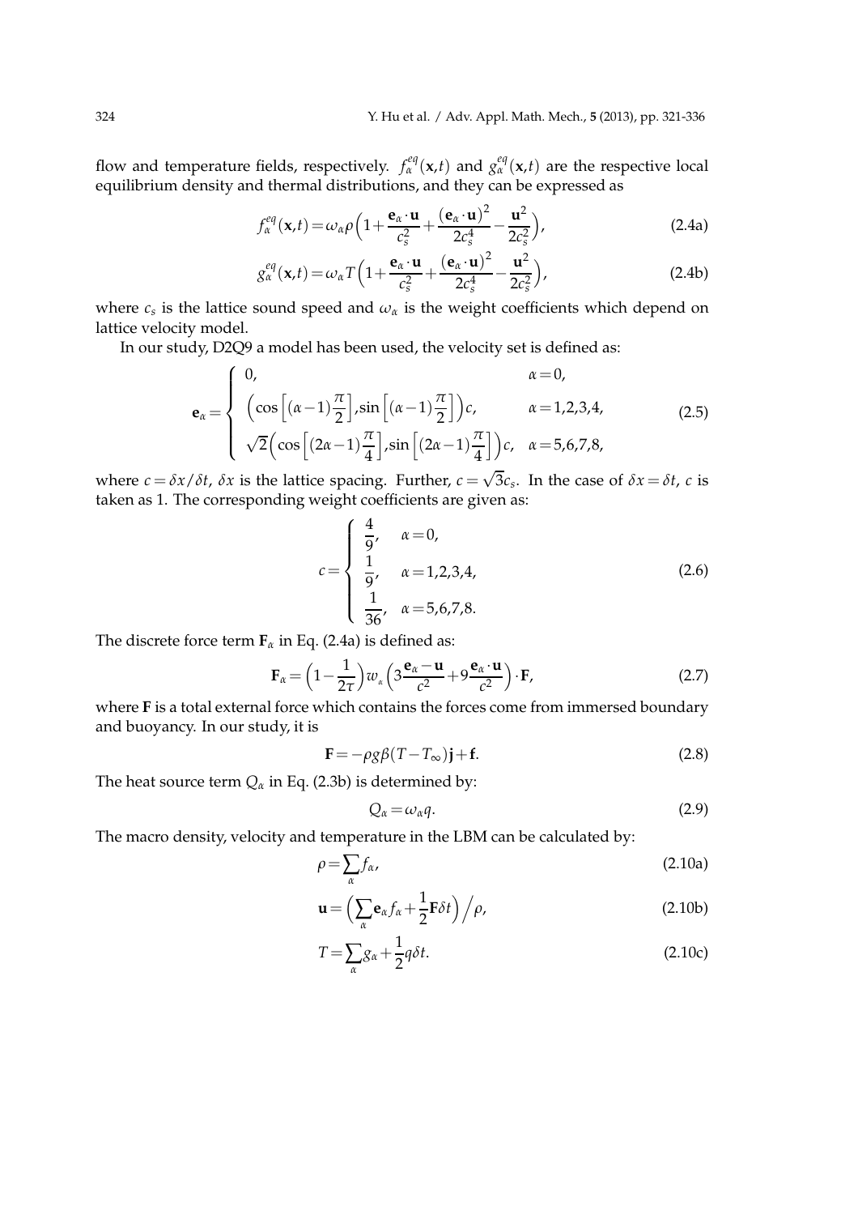flow and temperature fields, respectively. $f_\alpha^{eq}(\mathbf{x},t)$ and $g_\alpha^{eq}(\mathbf{x},t)$ are the respective local equilibrium density and thermal distributions, and they can be expressed as

$$f_\alpha^{eq}(\mathbf{x},t)=\omega_\alpha\rho\Big(1+\frac{\mathbf{e}_\alpha\cdot\mathbf{u}}{c_s^2}+\frac{(\mathbf{e}_\alpha\cdot\mathbf{u})^2}{2c_s^4}-\frac{\mathbf{u}^2}{2c_s^2}\Big), \tag{2.4a}$$

$$g_\alpha^{eq}(\mathbf{x},t)=\omega_\alpha T\Big(1+\frac{\mathbf{e}_\alpha\cdot\mathbf{u}}{c_s^2}+\frac{(\mathbf{e}_\alpha\cdot\mathbf{u})^2}{2c_s^4}-\frac{\mathbf{u}^2}{2c_s^2}\Big), \tag{2.4b}$$

where $c_s$ is the lattice sound speed and $\omega_\alpha$ is the weight coefficients which depend on lattice velocity model.

In our study, D2Q9 a model has been used, the velocity set is defined as:

$$\mathbf{e}_\alpha=\begin{cases} 0, & \alpha=0,\\ \Big(\cos\Big[(\alpha-1)\frac{\pi}{2}\Big],\sin\Big[(\alpha-1)\frac{\pi}{2}\Big]\Big)c, & \alpha=1,2,3,4,\\ \sqrt{2}\Big(\cos\Big[(2\alpha-1)\frac{\pi}{4}\Big],\sin\Big[(2\alpha-1)\frac{\pi}{4}\Big]\Big)c, & \alpha=5,6,7,8, \end{cases} \tag{2.5}$$

where $c=\delta x/\delta t$, $\delta x$ is the lattice spacing. Further, $c=\sqrt{3}c_s$. In the case of $\delta x=\delta t$, $c$ is taken as 1. The corresponding weight coefficients are given as:

$$c=\begin{cases} \dfrac{4}{9}, & \alpha=0,\\ \dfrac{1}{9}, & \alpha=1,2,3,4,\\ \dfrac{1}{36}, & \alpha=5,6,7,8. \end{cases} \tag{2.6}$$

The discrete force term $\mathbf{F}_\alpha$ in Eq. (2.4a) is defined as:

$$\mathbf{F}_\alpha=\Big(1-\frac{1}{2\tau}\Big)w_\alpha\Big(3\frac{\mathbf{e}_\alpha-\mathbf{u}}{c^2}+9\frac{\mathbf{e}_\alpha\cdot\mathbf{u}}{c^2}\Big)\cdot\mathbf{F}, \tag{2.7}$$

where $\mathbf{F}$ is a total external force which contains the forces come from immersed boundary and buoyancy. In our study, it is

$$\mathbf{F}=-\rho g\beta(T-T_\infty)\mathbf{j}+\mathbf{f}. \tag{2.8}$$

The heat source term $Q_\alpha$ in Eq. (2.3b) is determined by:

$$Q_\alpha=\omega_\alpha q. \tag{2.9}$$

The macro density, velocity and temperature in the LBM can be calculated by:

$$\rho=\sum_\alpha f_\alpha, \tag{2.10a}$$

$$\mathbf{u}=\Big(\sum_\alpha\mathbf{e}_\alpha f_\alpha+\frac{1}{2}\mathbf{F}\delta t\Big)\Big/\rho, \tag{2.10b}$$

$$T=\sum_\alpha g_\alpha+\frac{1}{2}q\delta t. \tag{2.10c}$$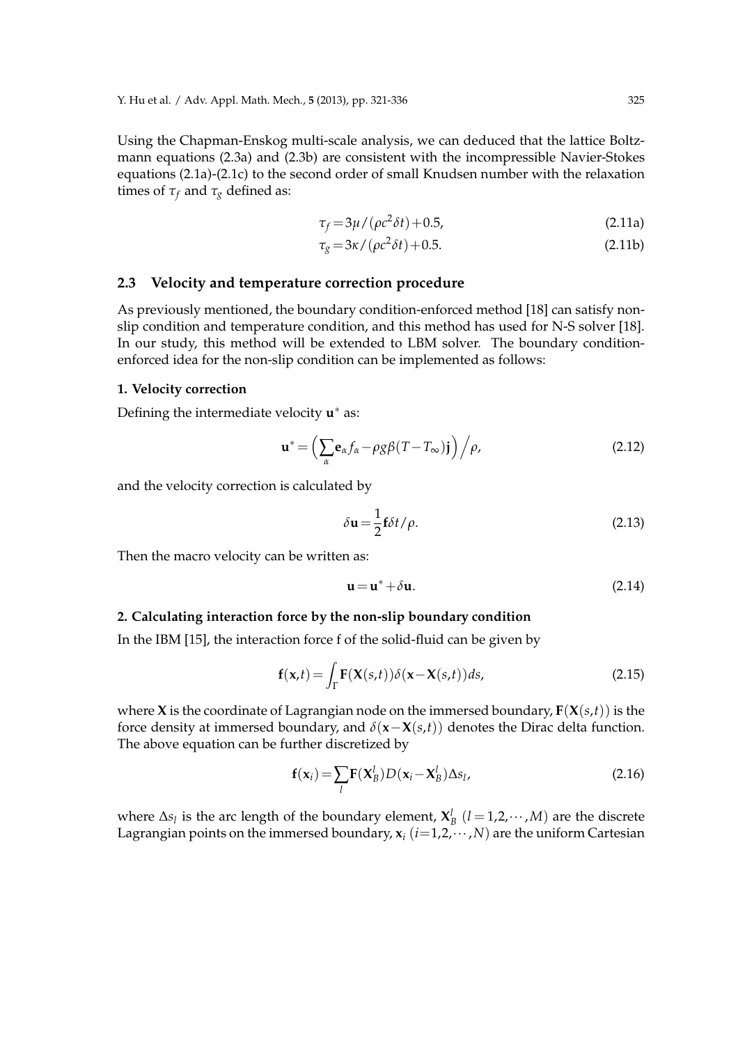Using the Chapman-Enskog multi-scale analysis, we can deduced that the lattice Boltzmann equations (2.3a) and (2.3b) are consistent with the incompressible Navier-Stokes equations (2.1a)-(2.1c) to the second order of small Knudsen number with the relaxation times of $\tau_f$ and $\tau_g$ defined as:

$$\tau_f = 3\mu/(\rho c^2 \delta t) + 0.5, \tag{2.11a}$$

$$\tau_g = 3\kappa/(\rho c^2 \delta t) + 0.5. \tag{2.11b}$$

## 2.3 Velocity and temperature correction procedure

As previously mentioned, the boundary condition-enforced method [18] can satisfy non-slip condition and temperature condition, and this method has used for N-S solver [18]. In our study, this method will be extended to LBM solver. The boundary condition-enforced idea for the non-slip condition can be implemented as follows:

**1. Velocity correction**

Defining the intermediate velocity $\mathbf{u}^*$ as:

$$\mathbf{u}^* = \Big( \sum_\alpha \mathbf{e}_\alpha f_\alpha - \rho g \beta (T - T_\infty) \mathbf{j} \Big) \Big/ \rho, \tag{2.12}$$

and the velocity correction is calculated by

$$\delta \mathbf{u} = \frac{1}{2} \mathbf{f} \delta t / \rho. \tag{2.13}$$

Then the macro velocity can be written as:

$$\mathbf{u} = \mathbf{u}^* + \delta \mathbf{u}. \tag{2.14}$$

**2. Calculating interaction force by the non-slip boundary condition**

In the IBM [15], the interaction force f of the solid-fluid can be given by

$$\mathbf{f}(\mathbf{x},t) = \int_\Gamma \mathbf{F}(\mathbf{X}(s,t)) \delta(\mathbf{x} - \mathbf{X}(s,t)) ds, \tag{2.15}$$

where $\mathbf{X}$ is the coordinate of Lagrangian node on the immersed boundary, $\mathbf{F}(\mathbf{X}(s,t))$ is the force density at immersed boundary, and $\delta(\mathbf{x} - \mathbf{X}(s,t))$ denotes the Dirac delta function. The above equation can be further discretized by

$$\mathbf{f}(\mathbf{x}_i) = \sum_l \mathbf{F}(\mathbf{X}_B^l) D(\mathbf{x}_i - \mathbf{X}_B^l) \Delta s_l, \tag{2.16}$$

where $\Delta s_l$ is the arc length of the boundary element, $\mathbf{X}_B^l$ $(l = 1,2,\cdots,M)$ are the discrete Lagrangian points on the immersed boundary, $\mathbf{x}_i$ $(i = 1,2,\cdots,N)$ are the uniform Cartesian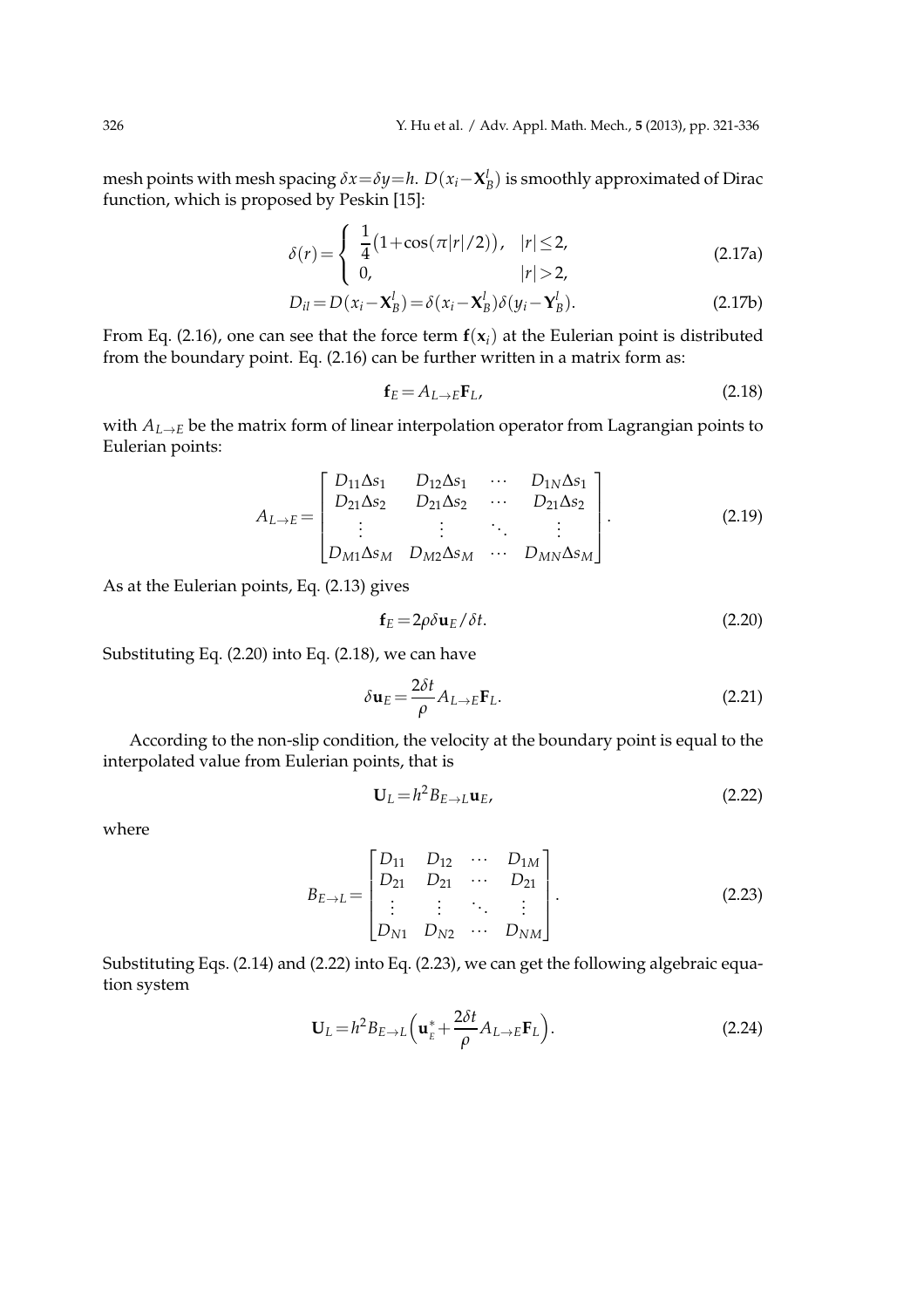mesh points with mesh spacing $\delta x = \delta y = h$. $D(x_i - \mathbf{X}_B^l)$ is smoothly approximated of Dirac function, which is proposed by Peskin [15]:

$$\delta(r) = \begin{cases} \frac{1}{4}\big(1+\cos(\pi|r|/2)\big), & |r| \le 2, \\ 0, & |r| > 2, \end{cases} \tag{2.17a}$$

$$D_{il} = D(x_i - \mathbf{X}_B^l) = \delta(x_i - \mathbf{X}_B^l)\delta(y_i - \mathbf{Y}_B^l). \tag{2.17b}$$

From Eq. (2.16), one can see that the force term $\mathbf{f}(\mathbf{x}_i)$ at the Eulerian point is distributed from the boundary point. Eq. (2.16) can be further written in a matrix form as:

$$\mathbf{f}_E = A_{L\to E}\mathbf{F}_L, \tag{2.18}$$

with $A_{L\to E}$ be the matrix form of linear interpolation operator from Lagrangian points to Eulerian points:

$$A_{L\to E} = \begin{bmatrix} D_{11}\Delta s_1 & D_{12}\Delta s_1 & \cdots & D_{1N}\Delta s_1 \\ D_{21}\Delta s_2 & D_{21}\Delta s_2 & \cdots & D_{21}\Delta s_2 \\ \vdots & \vdots & \ddots & \vdots \\ D_{M1}\Delta s_M & D_{M2}\Delta s_M & \cdots & D_{MN}\Delta s_M \end{bmatrix}. \tag{2.19}$$

As at the Eulerian points, Eq. (2.13) gives

$$\mathbf{f}_E = 2\rho\delta\mathbf{u}_E/\delta t. \tag{2.20}$$

Substituting Eq. (2.20) into Eq. (2.18), we can have

$$\delta\mathbf{u}_E = \frac{2\delta t}{\rho}A_{L\to E}\mathbf{F}_L. \tag{2.21}$$

According to the non-slip condition, the velocity at the boundary point is equal to the interpolated value from Eulerian points, that is

$$\mathbf{U}_L = h^2 B_{E\to L}\mathbf{u}_E, \tag{2.22}$$

where

$$B_{E\to L} = \begin{bmatrix} D_{11} & D_{12} & \cdots & D_{1M} \\ D_{21} & D_{21} & \cdots & D_{21} \\ \vdots & \vdots & \ddots & \vdots \\ D_{N1} & D_{N2} & \cdots & D_{NM} \end{bmatrix}. \tag{2.23}$$

Substituting Eqs. (2.14) and (2.22) into Eq. (2.23), we can get the following algebraic equation system

$$\mathbf{U}_L = h^2 B_{E\to L}\Big(\mathbf{u}_E^* + \frac{2\delta t}{\rho}A_{L\to E}\mathbf{F}_L\Big). \tag{2.24}$$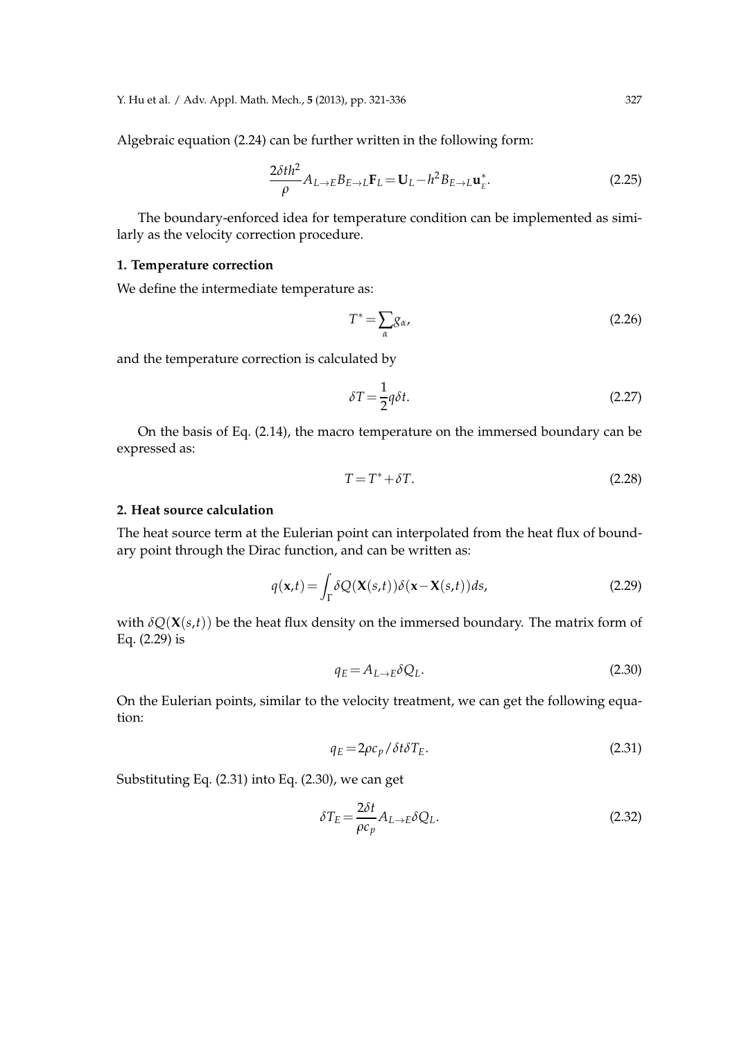Algebraic equation (2.24) can be further written in the following form:

$$\frac{2\delta t h^2}{\rho} A_{L\to E} B_{E\to L} \mathbf{F}_L = \mathbf{U}_L - h^2 B_{E\to L} \mathbf{u}_E^*. \tag{2.25}$$

The boundary-enforced idea for temperature condition can be implemented as similarly as the velocity correction procedure.

**1. Temperature correction**

We define the intermediate temperature as:

$$T^* = \sum_\alpha g_\alpha, \tag{2.26}$$

and the temperature correction is calculated by

$$\delta T = \frac{1}{2} q \delta t. \tag{2.27}$$

On the basis of Eq. (2.14), the macro temperature on the immersed boundary can be expressed as:

$$T = T^* + \delta T. \tag{2.28}$$

**2. Heat source calculation**

The heat source term at the Eulerian point can interpolated from the heat flux of boundary point through the Dirac function, and can be written as:

$$q(\mathbf{x},t) = \int_\Gamma \delta Q(\mathbf{X}(s,t)) \delta(\mathbf{x} - \mathbf{X}(s,t)) ds, \tag{2.29}$$

with $\delta Q(\mathbf{X}(s,t))$ be the heat flux density on the immersed boundary. The matrix form of Eq. (2.29) is

$$q_E = A_{L\to E} \delta Q_L. \tag{2.30}$$

On the Eulerian points, similar to the velocity treatment, we can get the following equation:

$$q_E = 2\rho c_p / \delta t \delta T_E. \tag{2.31}$$

Substituting Eq. (2.31) into Eq. (2.30), we can get

$$\delta T_E = \frac{2\delta t}{\rho c_p} A_{L\to E} \delta Q_L. \tag{2.32}$$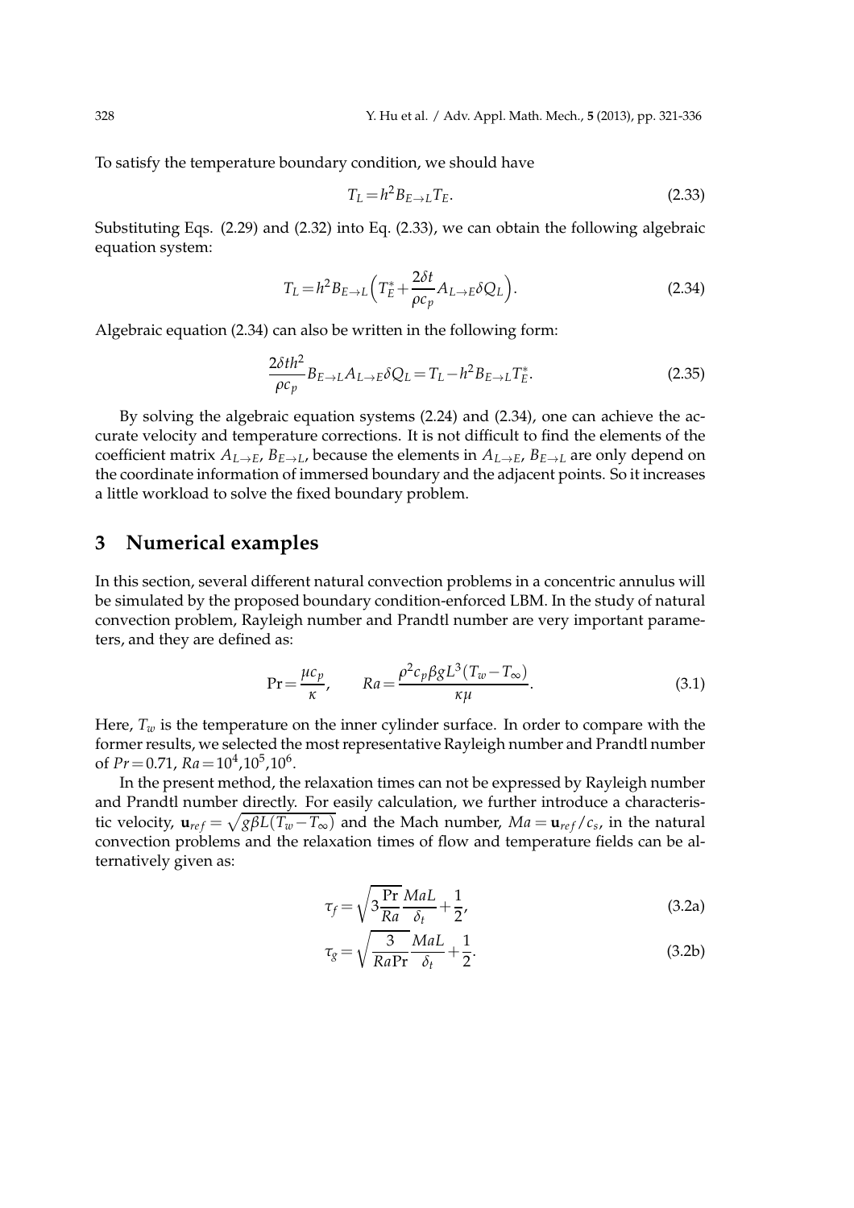To satisfy the temperature boundary condition, we should have

$$T_L = h^2 B_{E\to L} T_E. \tag{2.33}$$

Substituting Eqs. (2.29) and (2.32) into Eq. (2.33), we can obtain the following algebraic equation system:

$$T_L = h^2 B_{E\to L}\Big(T_E^* + \frac{2\delta t}{\rho c_p} A_{L\to E}\delta Q_L\Big). \tag{2.34}$$

Algebraic equation (2.34) can also be written in the following form:

$$\frac{2\delta t h^2}{\rho c_p} B_{E\to L} A_{L\to E}\delta Q_L = T_L - h^2 B_{E\to L} T_E^*. \tag{2.35}$$

By solving the algebraic equation systems (2.24) and (2.34), one can achieve the accurate velocity and temperature corrections. It is not difficult to find the elements of the coefficient matrix $A_{L\to E}$, $B_{E\to L}$, because the elements in $A_{L\to E}$, $B_{E\to L}$ are only depend on the coordinate information of immersed boundary and the adjacent points. So it increases a little workload to solve the fixed boundary problem.

## 3 Numerical examples

In this section, several different natural convection problems in a concentric annulus will be simulated by the proposed boundary condition-enforced LBM. In the study of natural convection problem, Rayleigh number and Prandtl number are very important parameters, and they are defined as:

$$\mathrm{Pr} = \frac{\mu c_p}{\kappa}, \qquad Ra = \frac{\rho^2 c_p \beta g L^3 (T_w - T_\infty)}{\kappa \mu}. \tag{3.1}$$

Here, $T_w$ is the temperature on the inner cylinder surface. In order to compare with the former results, we selected the most representative Rayleigh number and Prandtl number of $Pr = 0.71$, $Ra = 10^4, 10^5, 10^6$.

In the present method, the relaxation times can not be expressed by Rayleigh number and Prandtl number directly. For easily calculation, we further introduce a characteristic velocity, $\mathbf{u}_{ref} = \sqrt{g\beta L(T_w - T_\infty)}$ and the Mach number, $Ma = \mathbf{u}_{ref}/c_s$, in the natural convection problems and the relaxation times of flow and temperature fields can be alternatively given as:

$$\tau_f = \sqrt{3\frac{\mathrm{Pr}}{Ra}}\frac{MaL}{\delta_t} + \frac{1}{2}, \tag{3.2a}$$

$$\tau_g = \sqrt{\frac{3}{Ra\mathrm{Pr}}}\frac{MaL}{\delta_t} + \frac{1}{2}. \tag{3.2b}$$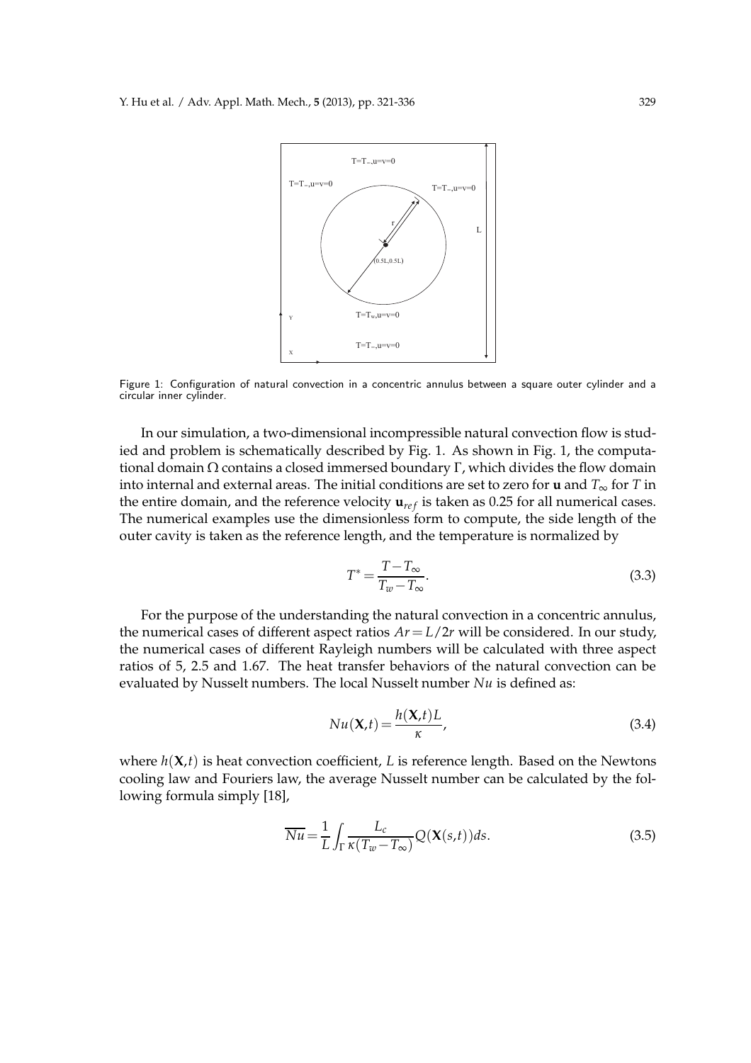Figure 1: Configuration of natural convection in a concentric annulus between a square outer cylinder and a circular inner cylinder.

In our simulation, a two-dimensional incompressible natural convection flow is studied and problem is schematically described by Fig. 1. As shown in Fig. 1, the computational domain $\Omega$ contains a closed immersed boundary $\Gamma$, which divides the flow domain into internal and external areas. The initial conditions are set to zero for $\mathbf{u}$ and $T_\infty$ for $T$ in the entire domain, and the reference velocity $\mathbf{u}_{ref}$ is taken as 0.25 for all numerical cases. The numerical examples use the dimensionless form to compute, the side length of the outer cavity is taken as the reference length, and the temperature is normalized by

$$T^* = \frac{T - T_\infty}{T_w - T_\infty}. \tag{3.3}$$

For the purpose of the understanding the natural convection in a concentric annulus, the numerical cases of different aspect ratios $Ar = L/2r$ will be considered. In our study, the numerical cases of different Rayleigh numbers will be calculated with three aspect ratios of 5, 2.5 and 1.67. The heat transfer behaviors of the natural convection can be evaluated by Nusselt numbers. The local Nusselt number $Nu$ is defined as:

$$Nu(\mathbf{X},t) = \frac{h(\mathbf{X},t)L}{\kappa}, \tag{3.4}$$

where $h(\mathbf{X},t)$ is heat convection coefficient, $L$ is reference length. Based on the Newtons cooling law and Fouriers law, the average Nusselt number can be calculated by the following formula simply [18],

$$\overline{Nu} = \frac{1}{L} \int_\Gamma \frac{L_c}{\kappa (T_w - T_\infty)} Q(\mathbf{X}(s,t)) ds. \tag{3.5}$$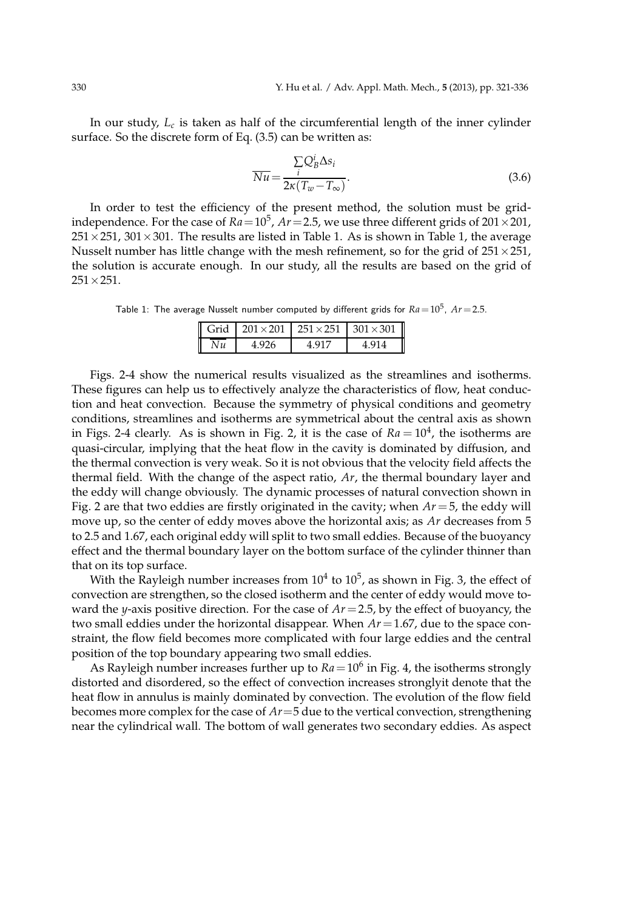In our study, $L_c$ is taken as half of the circumferential length of the inner cylinder surface. So the discrete form of Eq. (3.5) can be written as:

$$\overline{Nu}=\frac{\sum_i Q_B^i \Delta s_i}{2\kappa(T_w-T_\infty)}. \tag{3.6}$$

In order to test the efficiency of the present method, the solution must be grid-independence. For the case of $Ra=10^5$, $Ar=2.5$, we use three different grids of $201\times201$, $251\times251$, $301\times301$. The results are listed in Table 1. As is shown in Table 1, the average Nusselt number has little change with the mesh refinement, so for the grid of $251\times251$, the solution is accurate enough. In our study, all the results are based on the grid of $251\times251$.

Table 1: The average Nusselt number computed by different grids for $Ra=10^5$, $Ar=2.5$.

| Grid | $201\times201$ | $251\times251$ | $301\times301$ |
|---|---|---|---|
| $\overline{Nu}$ | 4.926 | 4.917 | 4.914 |

Figs. 2-4 show the numerical results visualized as the streamlines and isotherms. These figures can help us to effectively analyze the characteristics of flow, heat conduction and heat convection. Because the symmetry of physical conditions and geometry conditions, streamlines and isotherms are symmetrical about the central axis as shown in Figs. 2-4 clearly. As is shown in Fig. 2, it is the case of $Ra=10^4$, the isotherms are quasi-circular, implying that the heat flow in the cavity is dominated by diffusion, and the thermal convection is very weak. So it is not obvious that the velocity field affects the thermal field. With the change of the aspect ratio, $Ar$, the thermal boundary layer and the eddy will change obviously. The dynamic processes of natural convection shown in Fig. 2 are that two eddies are firstly originated in the cavity; when $Ar=5$, the eddy will move up, so the center of eddy moves above the horizontal axis; as $Ar$ decreases from 5 to 2.5 and 1.67, each original eddy will split to two small eddies. Because of the buoyancy effect and the thermal boundary layer on the bottom surface of the cylinder thinner than that on its top surface.

With the Rayleigh number increases from $10^4$ to $10^5$, as shown in Fig. 3, the effect of convection are strengthen, so the closed isotherm and the center of eddy would move toward the $y$-axis positive direction. For the case of $Ar=2.5$, by the effect of buoyancy, the two small eddies under the horizontal disappear. When $Ar=1.67$, due to the space constraint, the flow field becomes more complicated with four large eddies and the central position of the top boundary appearing two small eddies.

As Rayleigh number increases further up to $Ra=10^6$ in Fig. 4, the isotherms strongly distorted and disordered, so the effect of convection increases stronglyit denote that the heat flow in annulus is mainly dominated by convection. The evolution of the flow field becomes more complex for the case of $Ar=5$ due to the vertical convection, strengthening near the cylindrical wall. The bottom of wall generates two secondary eddies. As aspect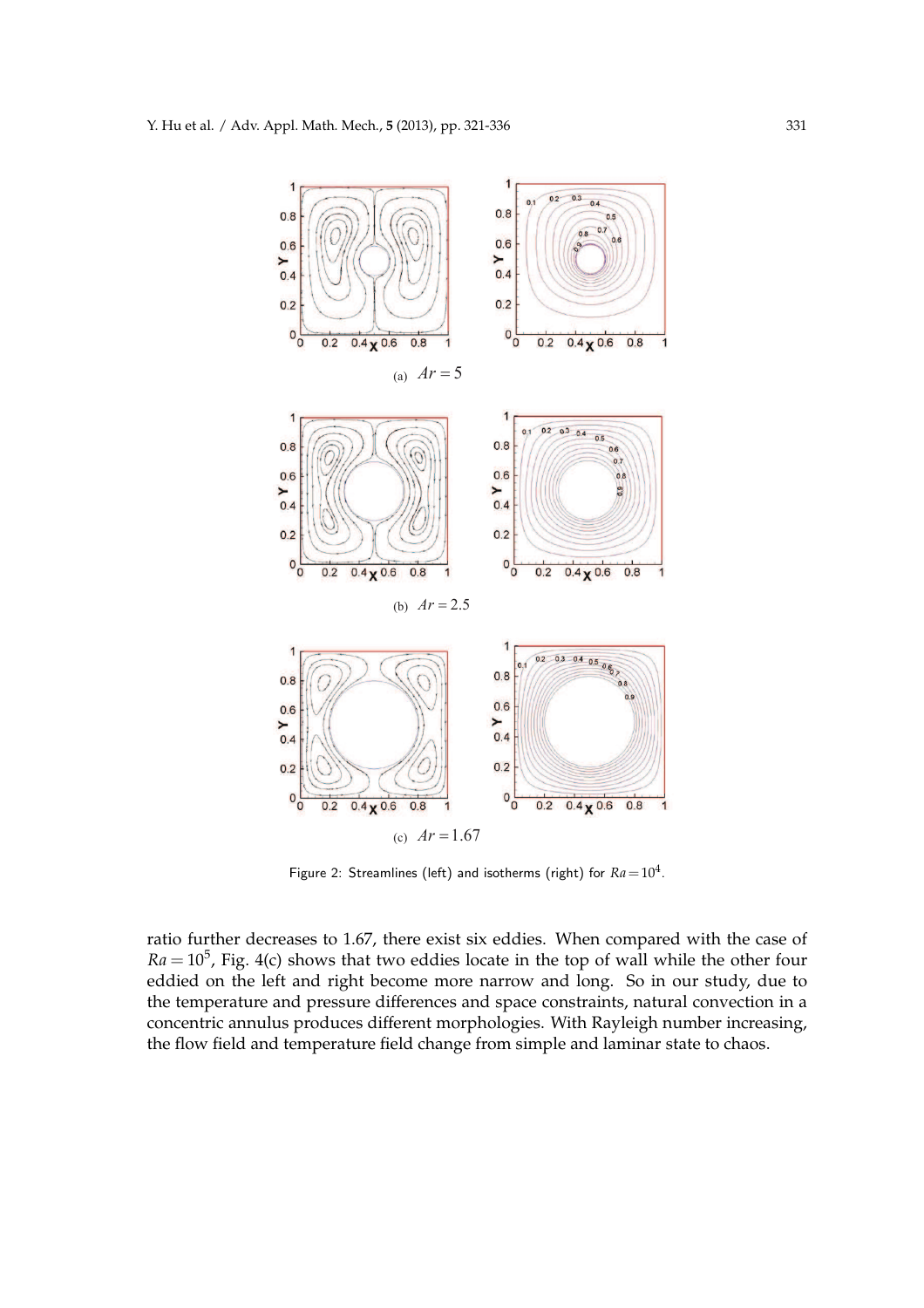(a) $Ar=5$

(b) $Ar=2.5$

(c) $Ar=1.67$

Figure 2: Streamlines (left) and isotherms (right) for $Ra=10^4$.

ratio further decreases to 1.67, there exist six eddies. When compared with the case of $Ra=10^5$, Fig. 4(c) shows that two eddies locate in the top of wall while the other four eddied on the left and right become more narrow and long. So in our study, due to the temperature and pressure differences and space constraints, natural convection in a concentric annulus produces different morphologies. With Rayleigh number increasing, the flow field and temperature field change from simple and laminar state to chaos.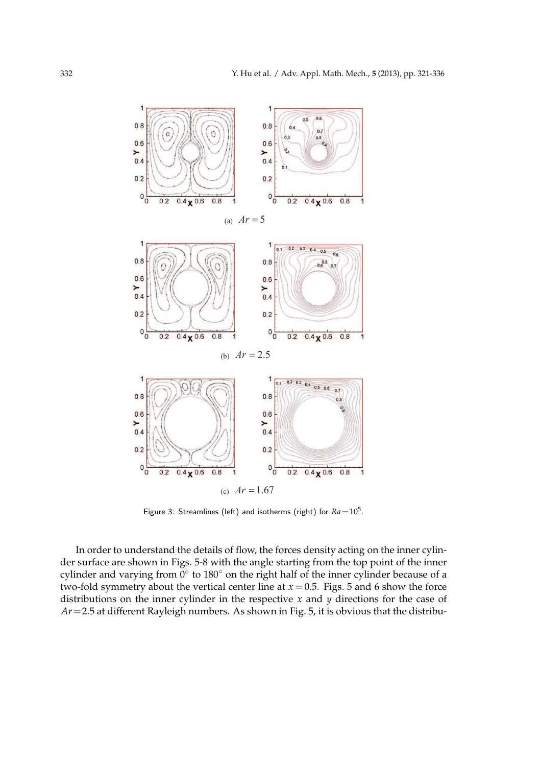(a) $Ar=5$

(b) $Ar=2.5$

(c) $Ar=1.67$

Figure 3: Streamlines (left) and isotherms (right) for $Ra=10^5$.

In order to understand the details of flow, the forces density acting on the inner cylinder surface are shown in Figs. 5-8 with the angle starting from the top point of the inner cylinder and varying from $0^\circ$ to $180^\circ$ on the right half of the inner cylinder because of a two-fold symmetry about the vertical center line at $x=0.5$. Figs. 5 and 6 show the force distributions on the inner cylinder in the respective $x$ and $y$ directions for the case of $Ar=2.5$ at different Rayleigh numbers. As shown in Fig. 5, it is obvious that the distribu-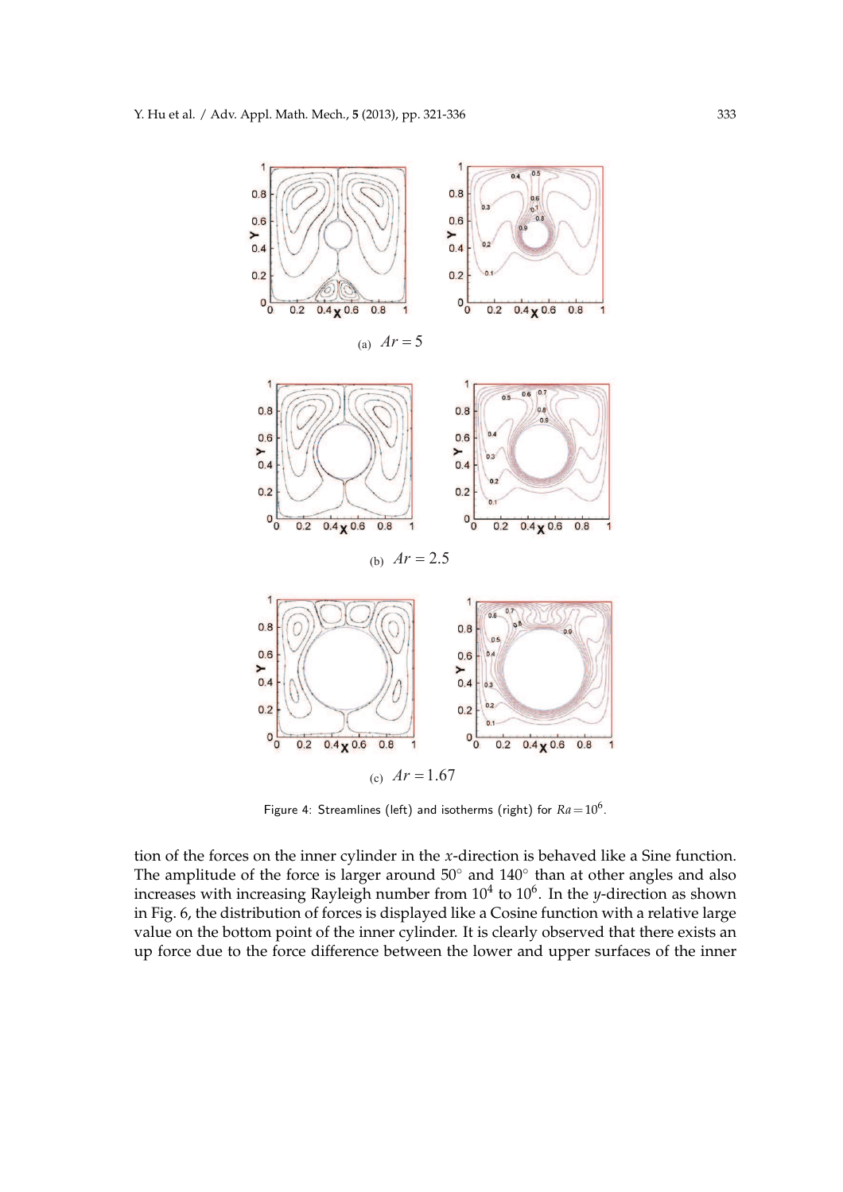(a) $Ar = 5$

(b) $Ar = 2.5$

(c) $Ar = 1.67$

Figure 4: Streamlines (left) and isotherms (right) for $Ra = 10^6$.

tion of the forces on the inner cylinder in the $x$-direction is behaved like a Sine function. The amplitude of the force is larger around $50°$ and $140°$ than at other angles and also increases with increasing Rayleigh number from $10^4$ to $10^6$. In the $y$-direction as shown in Fig. 6, the distribution of forces is displayed like a Cosine function with a relative large value on the bottom point of the inner cylinder. It is clearly observed that there exists an up force due to the force difference between the lower and upper surfaces of the inner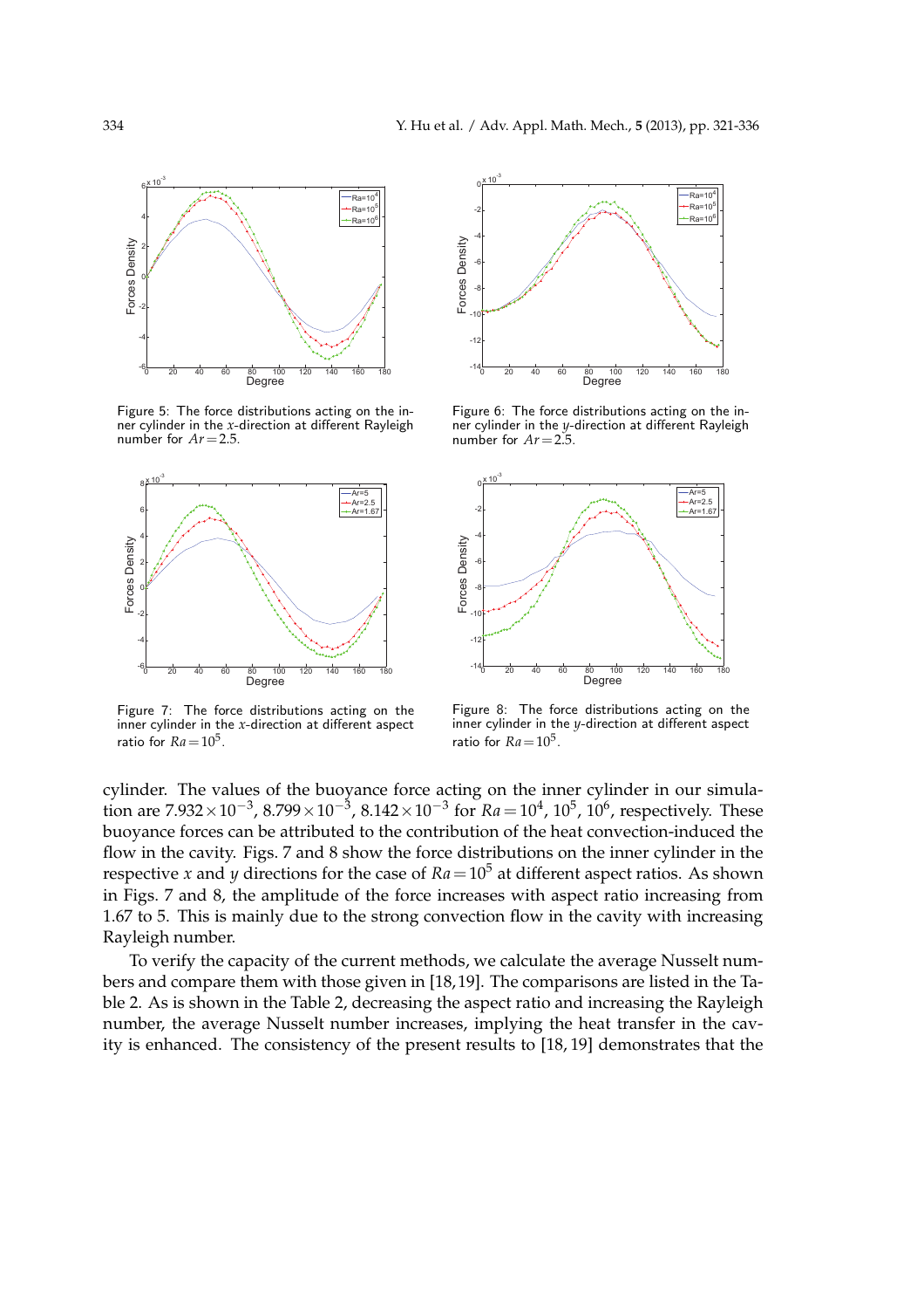Figure 5: The force distributions acting on the inner cylinder in the $x$-direction at different Rayleigh number for $Ar = 2.5$.

Figure 6: The force distributions acting on the inner cylinder in the $y$-direction at different Rayleigh number for $Ar = 2.5$.

Figure 7: The force distributions acting on the inner cylinder in the $x$-direction at different aspect ratio for $Ra = 10^5$.

Figure 8: The force distributions acting on the inner cylinder in the $y$-direction at different aspect ratio for $Ra = 10^5$.

cylinder. The values of the buoyance force acting on the inner cylinder in our simulation are $7.932\times10^{-3}$, $8.799\times10^{-3}$, $8.142\times10^{-3}$ for $Ra = 10^4$, $10^5$, $10^6$, respectively. These buoyance forces can be attributed to the contribution of the heat convection-induced the flow in the cavity. Figs. 7 and 8 show the force distributions on the inner cylinder in the respective $x$ and $y$ directions for the case of $Ra = 10^5$ at different aspect ratios. As shown in Figs. 7 and 8, the amplitude of the force increases with aspect ratio increasing from 1.67 to 5. This is mainly due to the strong convection flow in the cavity with increasing Rayleigh number.

To verify the capacity of the current methods, we calculate the average Nusselt numbers and compare them with those given in [18,19]. The comparisons are listed in the Table 2. As is shown in the Table 2, decreasing the aspect ratio and increasing the Rayleigh number, the average Nusselt number increases, implying the heat transfer in the cavity is enhanced. The consistency of the present results to [18, 19] demonstrates that the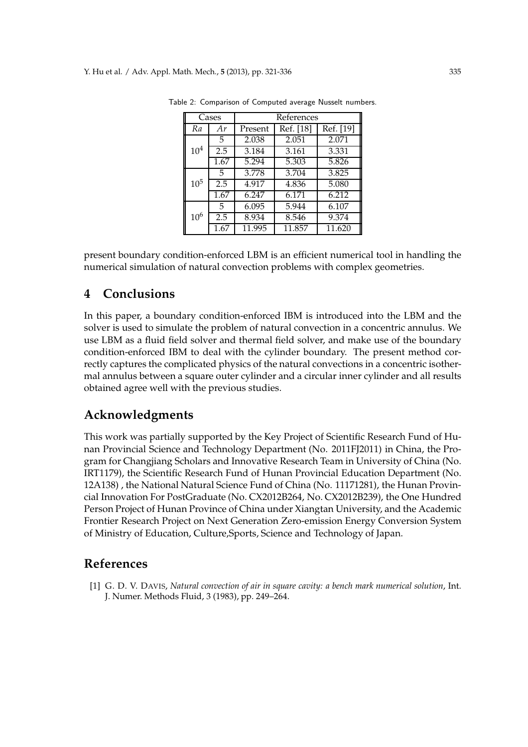Table 2: Comparison of Computed average Nusselt numbers.

| Cases | | References | | |
|---|---|---|---|---|
| $Ra$ | $Ar$ | Present | Ref. [18] | Ref. [19] |
| $10^4$ | 5 | 2.038 | 2.051 | 2.071 |
| | 2.5 | 3.184 | 3.161 | 3.331 |
| | 1.67 | 5.294 | 5.303 | 5.826 |
| $10^5$ | 5 | 3.778 | 3.704 | 3.825 |
| | 2.5 | 4.917 | 4.836 | 5.080 |
| | 1.67 | 6.247 | 6.171 | 6.212 |
| $10^6$ | 5 | 6.095 | 5.944 | 6.107 |
| | 2.5 | 8.934 | 8.546 | 9.374 |
| | 1.67 | 11.995 | 11.857 | 11.620 |

present boundary condition-enforced LBM is an efficient numerical tool in handling the numerical simulation of natural convection problems with complex geometries.

## 4 Conclusions

In this paper, a boundary condition-enforced IBM is introduced into the LBM and the solver is used to simulate the problem of natural convection in a concentric annulus. We use LBM as a fluid field solver and thermal field solver, and make use of the boundary condition-enforced IBM to deal with the cylinder boundary. The present method correctly captures the complicated physics of the natural convections in a concentric isothermal annulus between a square outer cylinder and a circular inner cylinder and all results obtained agree well with the previous studies.

## Acknowledgments

This work was partially supported by the Key Project of Scientific Research Fund of Hunan Provincial Science and Technology Department (No. 2011FJ2011) in China, the Program for Changjiang Scholars and Innovative Research Team in University of China (No. IRT1179), the Scientific Research Fund of Hunan Provincial Education Department (No. 12A138) , the National Natural Science Fund of China (No. 11171281), the Hunan Provincial Innovation For PostGraduate (No. CX2012B264, No. CX2012B239), the One Hundred Person Project of Hunan Province of China under Xiangtan University, and the Academic Frontier Research Project on Next Generation Zero-emission Energy Conversion System of Ministry of Education, Culture,Sports, Science and Technology of Japan.

## References

[1] G. D. V. Davis, *Natural convection of air in square cavity: a bench mark numerical solution*, Int. J. Numer. Methods Fluid, 3 (1983), pp. 249–264.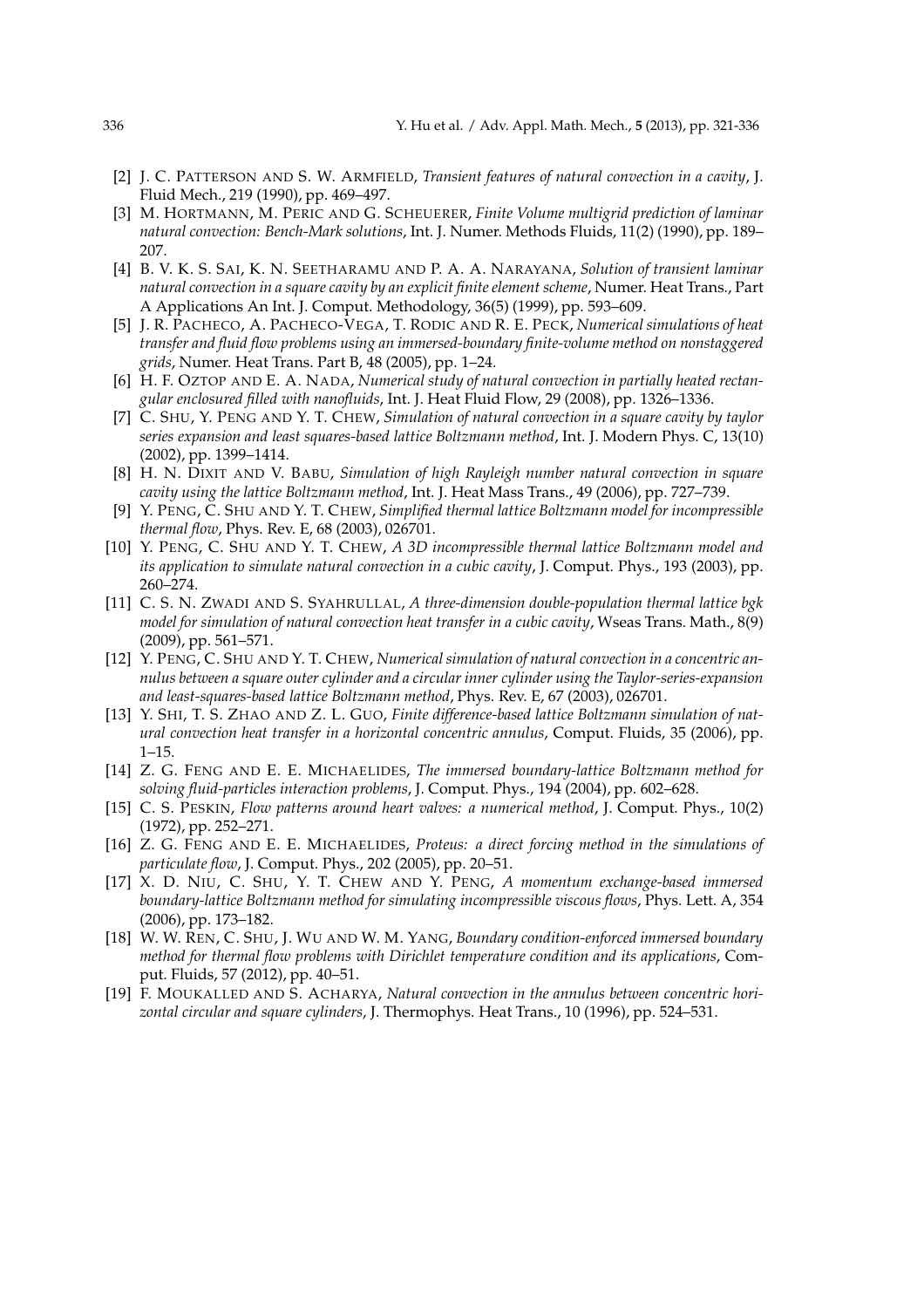[2] J. C. PATTERSON AND S. W. ARMFIELD, *Transient features of natural convection in a cavity*, J. Fluid Mech., 219 (1990), pp. 469–497.

[3] M. HORTMANN, M. PERIC AND G. SCHEUERER, *Finite Volume multigrid prediction of laminar natural convection: Bench-Mark solutions*, Int. J. Numer. Methods Fluids, 11(2) (1990), pp. 189–207.

[4] B. V. K. S. SAI, K. N. SEETHARAMU AND P. A. A. NARAYANA, *Solution of transient laminar natural convection in a square cavity by an explicit finite element scheme*, Numer. Heat Trans., Part A Applications An Int. J. Comput. Methodology, 36(5) (1999), pp. 593–609.

[5] J. R. PACHECO, A. PACHECO-VEGA, T. RODIC AND R. E. PECK, *Numerical simulations of heat transfer and fluid flow problems using an immersed-boundary finite-volume method on nonstaggered grids*, Numer. Heat Trans. Part B, 48 (2005), pp. 1–24.

[6] H. F. OZTOP AND E. A. NADA, *Numerical study of natural convection in partially heated rectangular enclosured filled with nanofluids*, Int. J. Heat Fluid Flow, 29 (2008), pp. 1326–1336.

[7] C. SHU, Y. PENG AND Y. T. CHEW, *Simulation of natural convection in a square cavity by taylor series expansion and least squares-based lattice Boltzmann method*, Int. J. Modern Phys. C, 13(10) (2002), pp. 1399–1414.

[8] H. N. DIXIT AND V. BABU, *Simulation of high Rayleigh number natural convection in square cavity using the lattice Boltzmann method*, Int. J. Heat Mass Trans., 49 (2006), pp. 727–739.

[9] Y. PENG, C. SHU AND Y. T. CHEW, *Simplified thermal lattice Boltzmann model for incompressible thermal flow*, Phys. Rev. E, 68 (2003), 026701.

[10] Y. PENG, C. SHU AND Y. T. CHEW, *A 3D incompressible thermal lattice Boltzmann model and its application to simulate natural convection in a cubic cavity*, J. Comput. Phys., 193 (2003), pp. 260–274.

[11] C. S. N. ZWADI AND S. SYAHRULLAL, *A three-dimension double-population thermal lattice bgk model for simulation of natural convection heat transfer in a cubic cavity*, Wseas Trans. Math., 8(9) (2009), pp. 561–571.

[12] Y. PENG, C. SHU AND Y. T. CHEW, *Numerical simulation of natural convection in a concentric annulus between a square outer cylinder and a circular inner cylinder using the Taylor-series-expansion and least-squares-based lattice Boltzmann method*, Phys. Rev. E, 67 (2003), 026701.

[13] Y. SHI, T. S. ZHAO AND Z. L. GUO, *Finite difference-based lattice Boltzmann simulation of natural convection heat transfer in a horizontal concentric annulus*, Comput. Fluids, 35 (2006), pp. 1–15.

[14] Z. G. FENG AND E. E. MICHAELIDES, *The immersed boundary-lattice Boltzmann method for solving fluid-particles interaction problems*, J. Comput. Phys., 194 (2004), pp. 602–628.

[15] C. S. PESKIN, *Flow patterns around heart valves: a numerical method*, J. Comput. Phys., 10(2) (1972), pp. 252–271.

[16] Z. G. FENG AND E. E. MICHAELIDES, *Proteus: a direct forcing method in the simulations of particulate flow*, J. Comput. Phys., 202 (2005), pp. 20–51.

[17] X. D. NIU, C. SHU, Y. T. CHEW AND Y. PENG, *A momentum exchange-based immersed boundary-lattice Boltzmann method for simulating incompressible viscous flows*, Phys. Lett. A, 354 (2006), pp. 173–182.

[18] W. W. REN, C. SHU, J. WU AND W. M. YANG, *Boundary condition-enforced immersed boundary method for thermal flow problems with Dirichlet temperature condition and its applications*, Comput. Fluids, 57 (2012), pp. 40–51.

[19] F. MOUKALLED AND S. ACHARYA, *Natural convection in the annulus between concentric horizontal circular and square cylinders*, J. Thermophys. Heat Trans., 10 (1996), pp. 524–531.